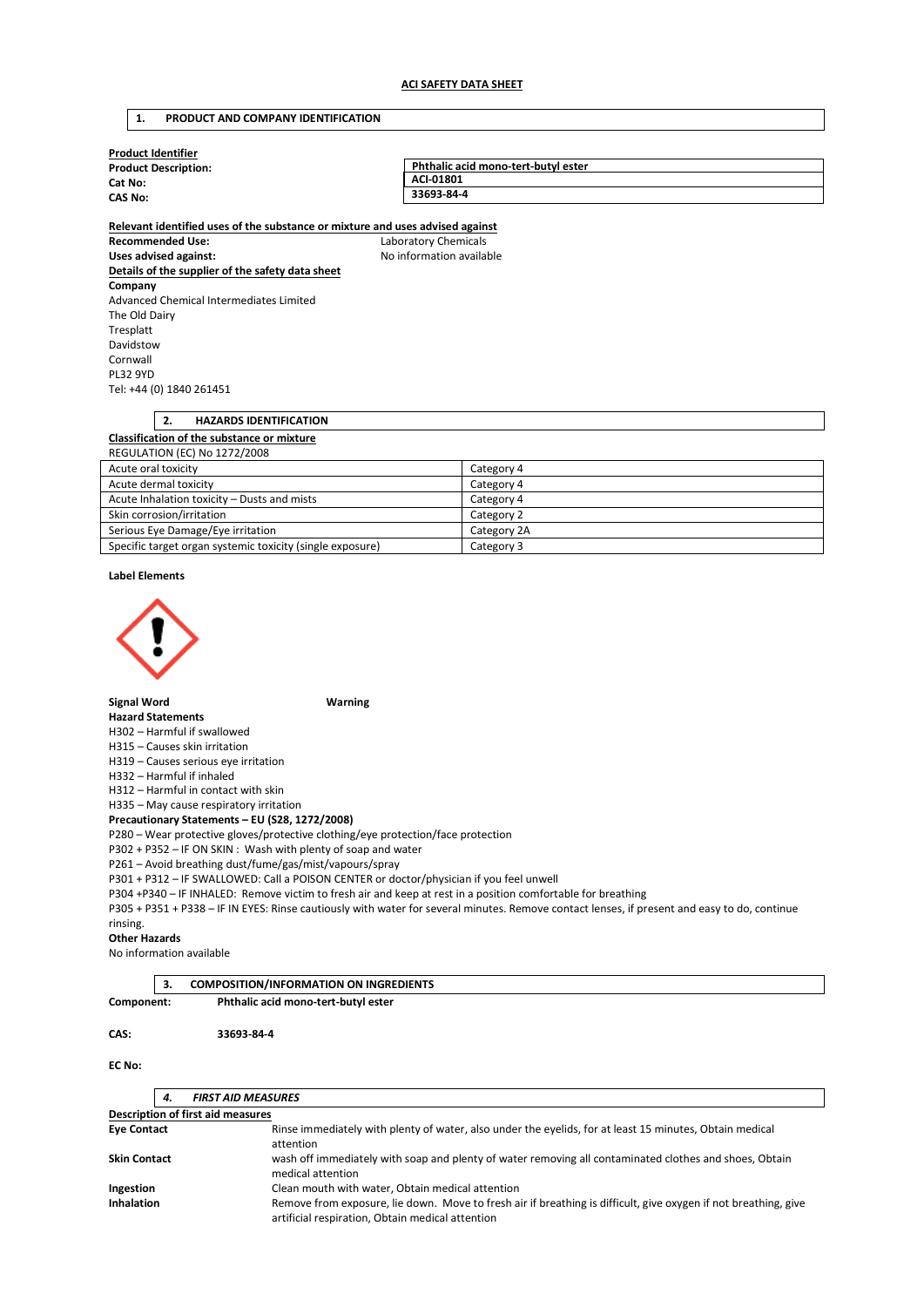**ACI SAFETY DATA SHEET**

## 1. PRODUCT AND COMPANY IDENTIFICATION

**Product Identifier**

| | |
|---|---|
| **Product Description:** | **Phthalic acid mono-tert-butyl ester** |
| **Cat No:** | **ACI-01801** |
| **CAS No:** | **33693-84-4** |

**Relevant identified uses of the substance or mixture and uses advised against**

**Recommended Use:** Laboratory Chemicals
**Uses advised against:** No information available

**Details of the supplier of the safety data sheet**

**Company**
Advanced Chemical Intermediates Limited
The Old Dairy
Tresplatt
Davidstow
Cornwall
PL32 9YD
Tel: +44 (0) 1840 261451

## 2. HAZARDS IDENTIFICATION

**Classification of the substance or mixture**

REGULATION (EC) No 1272/2008

| | |
|---|---|
| Acute oral toxicity | Category 4 |
| Acute dermal toxicity | Category 4 |
| Acute Inhalation toxicity – Dusts and mists | Category 4 |
| Skin corrosion/irritation | Category 2 |
| Serious Eye Damage/Eye irritation | Category 2A |
| Specific target organ systemic toxicity (single exposure) | Category 3 |

**Label Elements**

**Signal Word** **Warning**

**Hazard Statements**
H302 – Harmful if swallowed
H315 – Causes skin irritation
H319 – Causes serious eye irritation
H332 – Harmful if inhaled
H312 – Harmful in contact with skin
H335 – May cause respiratory irritation

**Precautionary Statements – EU (S28, 1272/2008)**
P280 – Wear protective gloves/protective clothing/eye protection/face protection
P302 + P352 – IF ON SKIN : Wash with plenty of soap and water
P261 – Avoid breathing dust/fume/gas/mist/vapours/spray
P301 + P312 – IF SWALLOWED: Call a POISON CENTER or doctor/physician if you feel unwell
P304 +P340 – IF INHALED: Remove victim to fresh air and keep at rest in a position comfortable for breathing
P305 + P351 + P338 – IF IN EYES: Rinse cautiously with water for several minutes. Remove contact lenses, if present and easy to do, continue rinsing.

**Other Hazards**
No information available

## 3. COMPOSITION/INFORMATION ON INGREDIENTS

**Component:** **Phthalic acid mono-tert-butyl ester**

**CAS:** **33693-84-4**

**EC No:**

## *4. FIRST AID MEASURES*

**Description of first aid measures**

| | |
|---|---|
| **Eye Contact** | Rinse immediately with plenty of water, also under the eyelids, for at least 15 minutes, Obtain medical attention |
| **Skin Contact** | wash off immediately with soap and plenty of water removing all contaminated clothes and shoes, Obtain medical attention |
| **Ingestion** | Clean mouth with water, Obtain medical attention |
| **Inhalation** | Remove from exposure, lie down. Move to fresh air if breathing is difficult, give oxygen if not breathing, give artificial respiration, Obtain medical attention |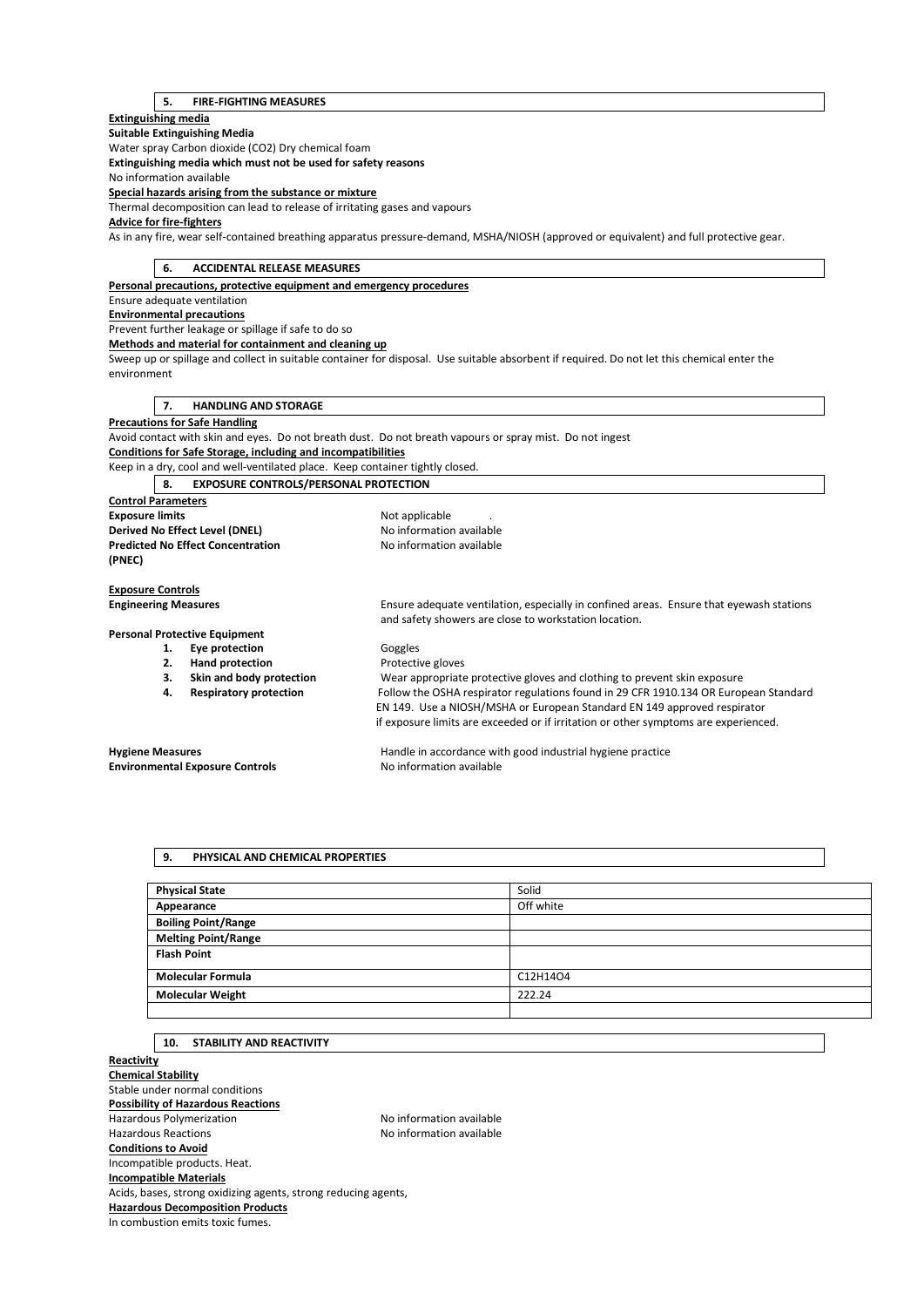## 5. FIRE-FIGHTING MEASURES

**Extinguishing media**

**Suitable Extinguishing Media**

Water spray Carbon dioxide ($CO_2$) Dry chemical foam

**Extinguishing media which must not be used for safety reasons**

No information available

**Special hazards arising from the substance or mixture**

Thermal decomposition can lead to release of irritating gases and vapours

**Advice for fire-fighters**

As in any fire, wear self-contained breathing apparatus pressure-demand, MSHA/NIOSH (approved or equivalent) and full protective gear.

## 6. ACCIDENTAL RELEASE MEASURES

**Personal precautions, protective equipment and emergency procedures**

Ensure adequate ventilation

**Environmental precautions**

Prevent further leakage or spillage if safe to do so

**Methods and material for containment and cleaning up**

Sweep up or spillage and collect in suitable container for disposal. Use suitable absorbent if required. Do not let this chemical enter the environment

## 7. HANDLING AND STORAGE

**Precautions for Safe Handling**

Avoid contact with skin and eyes. Do not breath dust. Do not breath vapours or spray mist. Do not ingest

**Conditions for Safe Storage, including and incompatibilities**

Keep in a dry, cool and well-ventilated place. Keep container tightly closed.

## 8. EXPOSURE CONTROLS/PERSONAL PROTECTION

**Control Parameters**

**Exposure limits** Not applicable .

**Derived No Effect Level (DNEL)** No information available

**Predicted No Effect Concentration (PNEC)** No information available

**Exposure Controls**

**Engineering Measures** Ensure adequate ventilation, especially in confined areas. Ensure that eyewash stations and safety showers are close to workstation location.

**Personal Protective Equipment**

1. **Eye protection** Goggles
2. **Hand protection** Protective gloves
3. **Skin and body protection** Wear appropriate protective gloves and clothing to prevent skin exposure
4. **Respiratory protection** Follow the OSHA respirator regulations found in 29 CFR 1910.134 OR European Standard EN 149. Use a NIOSH/MSHA or European Standard EN 149 approved respirator if exposure limits are exceeded or if irritation or other symptoms are experienced.

**Hygiene Measures** Handle in accordance with good industrial hygiene practice

**Environmental Exposure Controls** No information available

## 9. PHYSICAL AND CHEMICAL PROPERTIES

| | |
|---|---|
| **Physical State** | Solid |
| **Appearance** | Off white |
| **Boiling Point/Range** | |
| **Melting Point/Range** | |
| **Flash Point** | |
| **Molecular Formula** | $C_{12}H_{14}O_4$ |
| **Molecular Weight** | 222.24 |
| | |

## 10. STABILITY AND REACTIVITY

**Reactivity**

**Chemical Stability**

Stable under normal conditions

**Possibility of Hazardous Reactions**

Hazardous Polymerization No information available

Hazardous Reactions No information available

**Conditions to Avoid**

Incompatible products. Heat.

**Incompatible Materials**

Acids, bases, strong oxidizing agents, strong reducing agents,

**Hazardous Decomposition Products**

In combustion emits toxic fumes.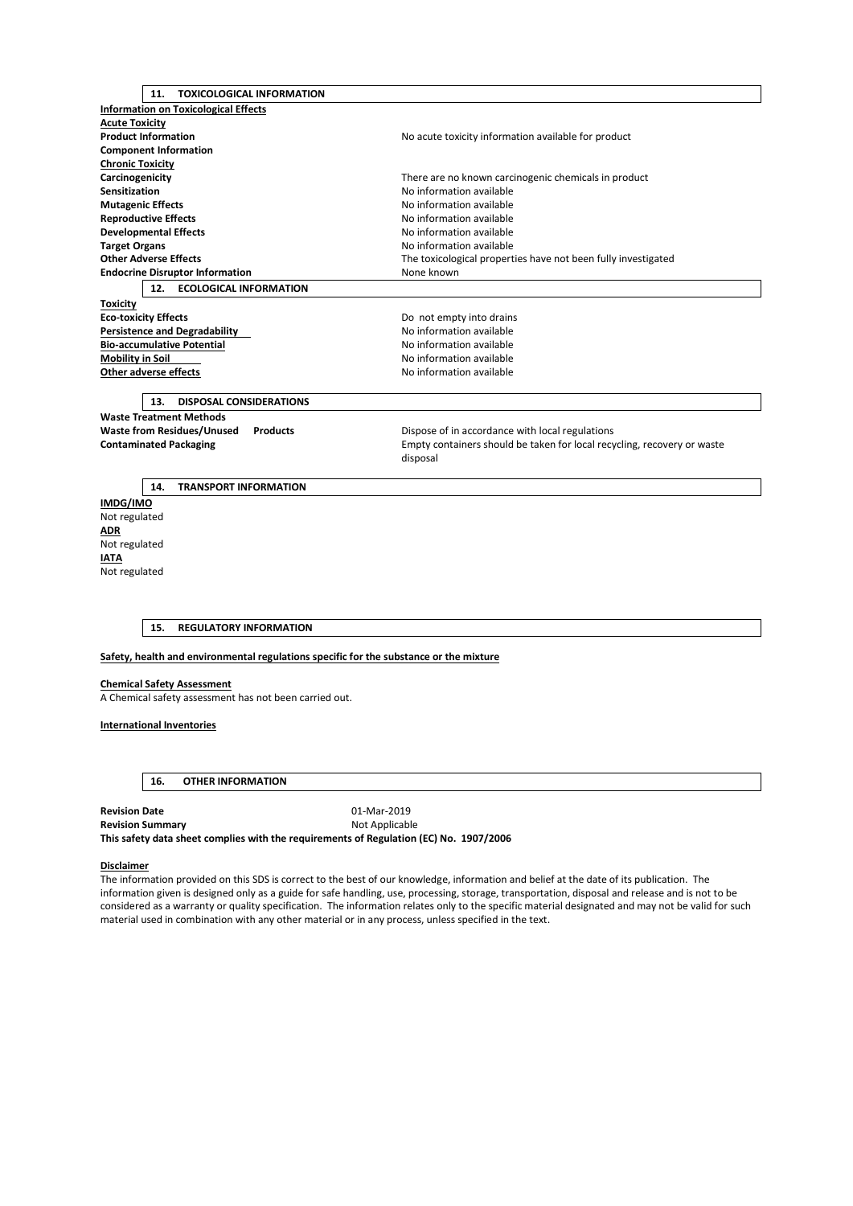## 11. TOXICOLOGICAL INFORMATION

**Information on Toxicological Effects**

**Acute Toxicity**

| | |
|---|---|
| **Product Information** | No acute toxicity information available for product |
| **Component Information** | |

**Chronic Toxicity**

| | |
|---|---|
| **Carcinogenicity** | There are no known carcinogenic chemicals in product |
| **Sensitization** | No information available |
| **Mutagenic Effects** | No information available |
| **Reproductive Effects** | No information available |
| **Developmental Effects** | No information available |
| **Target Organs** | No information available |
| **Other Adverse Effects** | The toxicological properties have not been fully investigated |
| **Endocrine Disruptor Information** | None known |

## 12. ECOLOGICAL INFORMATION

**Toxicity**

| | |
|---|---|
| **Eco-toxicity Effects** | Do not empty into drains |
| **Persistence and Degradability** | No information available |
| **Bio-accumulative Potential** | No information available |
| **Mobility in Soil** | No information available |
| **Other adverse effects** | No information available |

## 13. DISPOSAL CONSIDERATIONS

**Waste Treatment Methods**

| | |
|---|---|
| **Waste from Residues/Unused Products** | Dispose of in accordance with local regulations |
| **Contaminated Packaging** | Empty containers should be taken for local recycling, recovery or waste disposal |

## 14. TRANSPORT INFORMATION

**IMDG/IMO**

Not regulated

**ADR**

Not regulated

**IATA**

Not regulated

## 15. REGULATORY INFORMATION

**Safety, health and environmental regulations specific for the substance or the mixture**

**Chemical Safety Assessment**

A Chemical safety assessment has not been carried out.

**International Inventories**

## 16. OTHER INFORMATION

**Revision Date** 01-Mar-2019

**Revision Summary** Not Applicable

**This safety data sheet complies with the requirements of Regulation (EC) No. 1907/2006**

**Disclaimer**

The information provided on this SDS is correct to the best of our knowledge, information and belief at the date of its publication. The information given is designed only as a guide for safe handling, use, processing, storage, transportation, disposal and release and is not to be considered as a warranty or quality specification. The information relates only to the specific material designated and may not be valid for such material used in combination with any other material or in any process, unless specified in the text.